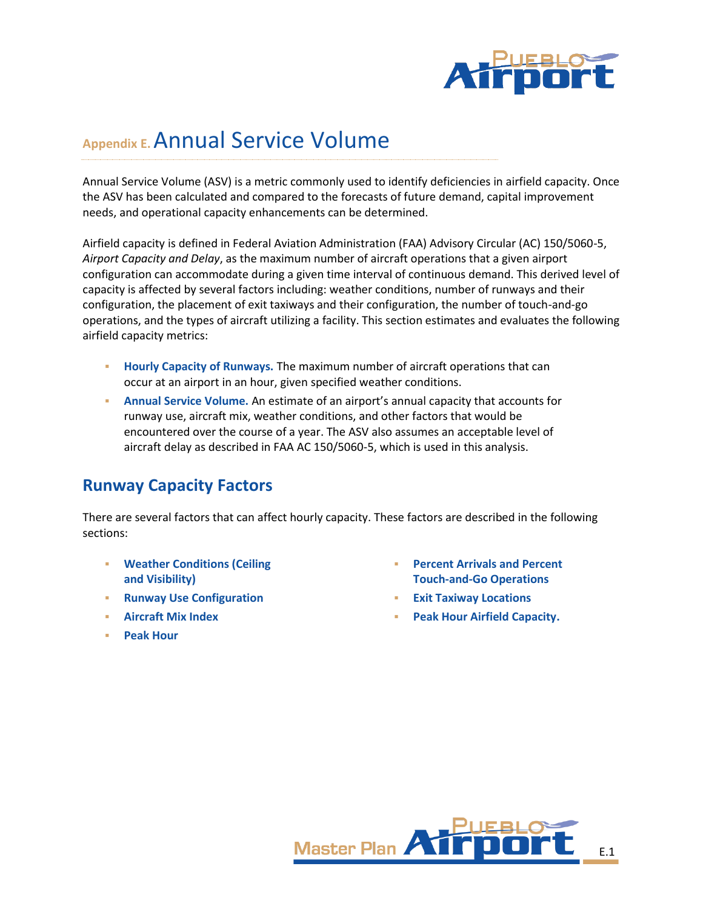# Appendix E. Annual Service Volume

Annual Service Volume (ASV) is a metric commonly used to identify deficiencies in airfield capacity. Once the ASV has been calculated and compared to the forecasts of future demand, capital improvement needs, and operational capacity enhancements can be determined.

Airfield capacity is defined in Federal Aviation Administration (FAA) Advisory Circular (AC) 150/5060-5, *Airport Capacity and Delay*, as the maximum number of aircraft operations that a given airport configuration can accommodate during a given time interval of continuous demand. This derived level of capacity is affected by several factors including: weather conditions, number of runways and their configuration, the placement of exit taxiways and their configuration, the number of touch-and-go operations, and the types of aircraft utilizing a facility. This section estimates and evaluates the following airfield capacity metrics:

- **Hourly Capacity of Runways.** The maximum number of aircraft operations that can occur at an airport in an hour, given specified weather conditions.
- **Annual Service Volume.** An estimate of an airport's annual capacity that accounts for runway use, aircraft mix, weather conditions, and other factors that would be encountered over the course of a year. The ASV also assumes an acceptable level of aircraft delay as described in FAA AC 150/5060-5, which is used in this analysis.

## Runway Capacity Factors

There are several factors that can affect hourly capacity. These factors are described in the following sections:

- **Weather Conditions (Ceiling and Visibility)**
- **Runway Use Configuration**
- **Aircraft Mix Index**
- **Peak Hour**
- **Percent Arrivals and Percent Touch-and-Go Operations**
- **Exit Taxiway Locations**
- **Peak Hour Airfield Capacity.**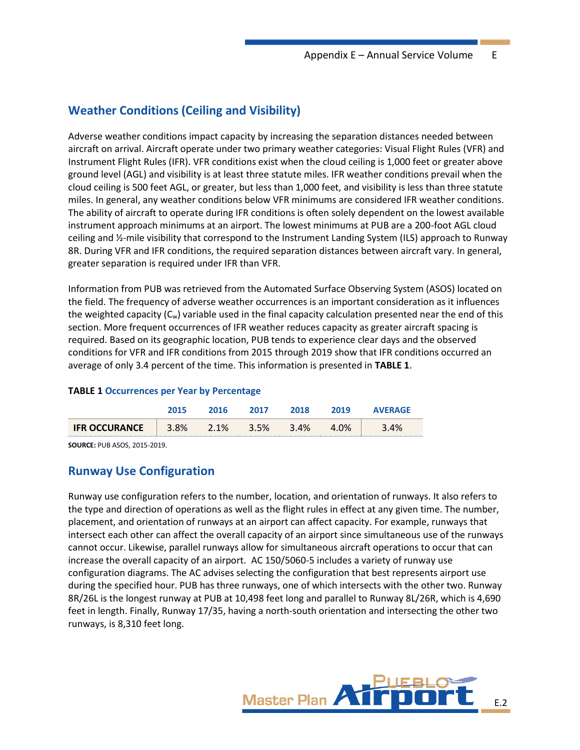## Weather Conditions (Ceiling and Visibility)

Adverse weather conditions impact capacity by increasing the separation distances needed between aircraft on arrival. Aircraft operate under two primary weather categories: Visual Flight Rules (VFR) and Instrument Flight Rules (IFR). VFR conditions exist when the cloud ceiling is 1,000 feet or greater above ground level (AGL) and visibility is at least three statute miles. IFR weather conditions prevail when the cloud ceiling is 500 feet AGL, or greater, but less than 1,000 feet, and visibility is less than three statute miles. In general, any weather conditions below VFR minimums are considered IFR weather conditions. The ability of aircraft to operate during IFR conditions is often solely dependent on the lowest available instrument approach minimums at an airport. The lowest minimums at PUB are a 200-foot AGL cloud ceiling and ½-mile visibility that correspond to the Instrument Landing System (ILS) approach to Runway 8R. During VFR and IFR conditions, the required separation distances between aircraft vary. In general, greater separation is required under IFR than VFR.

Information from PUB was retrieved from the Automated Surface Observing System (ASOS) located on the field. The frequency of adverse weather occurrences is an important consideration as it influences the weighted capacity ($C_w$) variable used in the final capacity calculation presented near the end of this section. More frequent occurrences of IFR weather reduces capacity as greater aircraft spacing is required. Based on its geographic location, PUB tends to experience clear days and the observed conditions for VFR and IFR conditions from 2015 through 2019 show that IFR conditions occurred an average of only 3.4 percent of the time. This information is presented in **TABLE 1**.

**TABLE 1** Occurrences per Year by Percentage

| | 2015 | 2016 | 2017 | 2018 | 2019 | AVERAGE |
|---|---|---|---|---|---|---|
| **IFR OCCURANCE** | 3.8% | 2.1% | 3.5% | 3.4% | 4.0% | 3.4% |

**SOURCE:** PUB ASOS, 2015-2019.

## Runway Use Configuration

Runway use configuration refers to the number, location, and orientation of runways. It also refers to the type and direction of operations as well as the flight rules in effect at any given time. The number, placement, and orientation of runways at an airport can affect capacity. For example, runways that intersect each other can affect the overall capacity of an airport since simultaneous use of the runways cannot occur. Likewise, parallel runways allow for simultaneous aircraft operations to occur that can increase the overall capacity of an airport. AC 150/5060-5 includes a variety of runway use configuration diagrams. The AC advises selecting the configuration that best represents airport use during the specified hour. PUB has three runways, one of which intersects with the other two. Runway 8R/26L is the longest runway at PUB at 10,498 feet long and parallel to Runway 8L/26R, which is 4,690 feet in length. Finally, Runway 17/35, having a north-south orientation and intersecting the other two runways, is 8,310 feet long.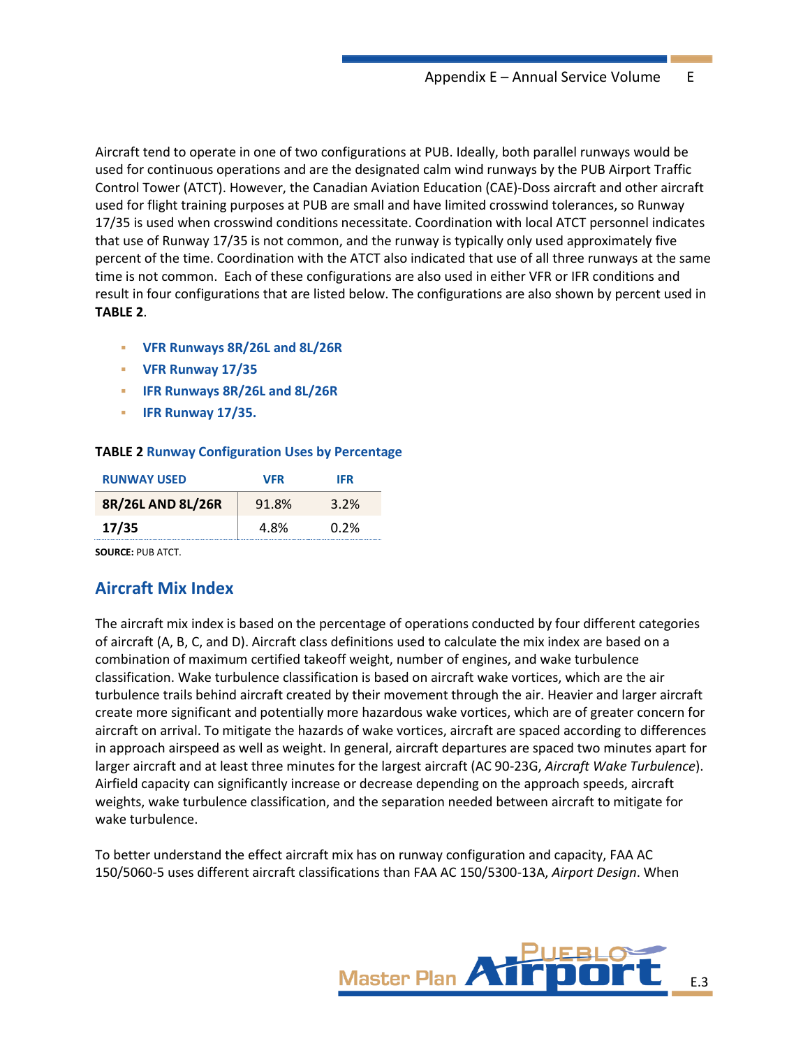Aircraft tend to operate in one of two configurations at PUB. Ideally, both parallel runways would be used for continuous operations and are the designated calm wind runways by the PUB Airport Traffic Control Tower (ATCT). However, the Canadian Aviation Education (CAE)-Doss aircraft and other aircraft used for flight training purposes at PUB are small and have limited crosswind tolerances, so Runway 17/35 is used when crosswind conditions necessitate. Coordination with local ATCT personnel indicates that use of Runway 17/35 is not common, and the runway is typically only used approximately five percent of the time. Coordination with the ATCT also indicated that use of all three runways at the same time is not common. Each of these configurations are also used in either VFR or IFR conditions and result in four configurations that are listed below. The configurations are also shown by percent used in **TABLE 2**.

- **VFR Runways 8R/26L and 8L/26R**
- **VFR Runway 17/35**
- **IFR Runways 8R/26L and 8L/26R**
- **IFR Runway 17/35.**

**TABLE 2 Runway Configuration Uses by Percentage**

| RUNWAY USED | VFR | IFR |
|---|---|---|
| **8R/26L AND 8L/26R** | 91.8% | 3.2% |
| **17/35** | 4.8% | 0.2% |

**SOURCE:** PUB ATCT.

## Aircraft Mix Index

The aircraft mix index is based on the percentage of operations conducted by four different categories of aircraft (A, B, C, and D). Aircraft class definitions used to calculate the mix index are based on a combination of maximum certified takeoff weight, number of engines, and wake turbulence classification. Wake turbulence classification is based on aircraft wake vortices, which are the air turbulence trails behind aircraft created by their movement through the air. Heavier and larger aircraft create more significant and potentially more hazardous wake vortices, which are of greater concern for aircraft on arrival. To mitigate the hazards of wake vortices, aircraft are spaced according to differences in approach airspeed as well as weight. In general, aircraft departures are spaced two minutes apart for larger aircraft and at least three minutes for the largest aircraft (AC 90-23G, *Aircraft Wake Turbulence*). Airfield capacity can significantly increase or decrease depending on the approach speeds, aircraft weights, wake turbulence classification, and the separation needed between aircraft to mitigate for wake turbulence.

To better understand the effect aircraft mix has on runway configuration and capacity, FAA AC 150/5060-5 uses different aircraft classifications than FAA AC 150/5300-13A, *Airport Design*. When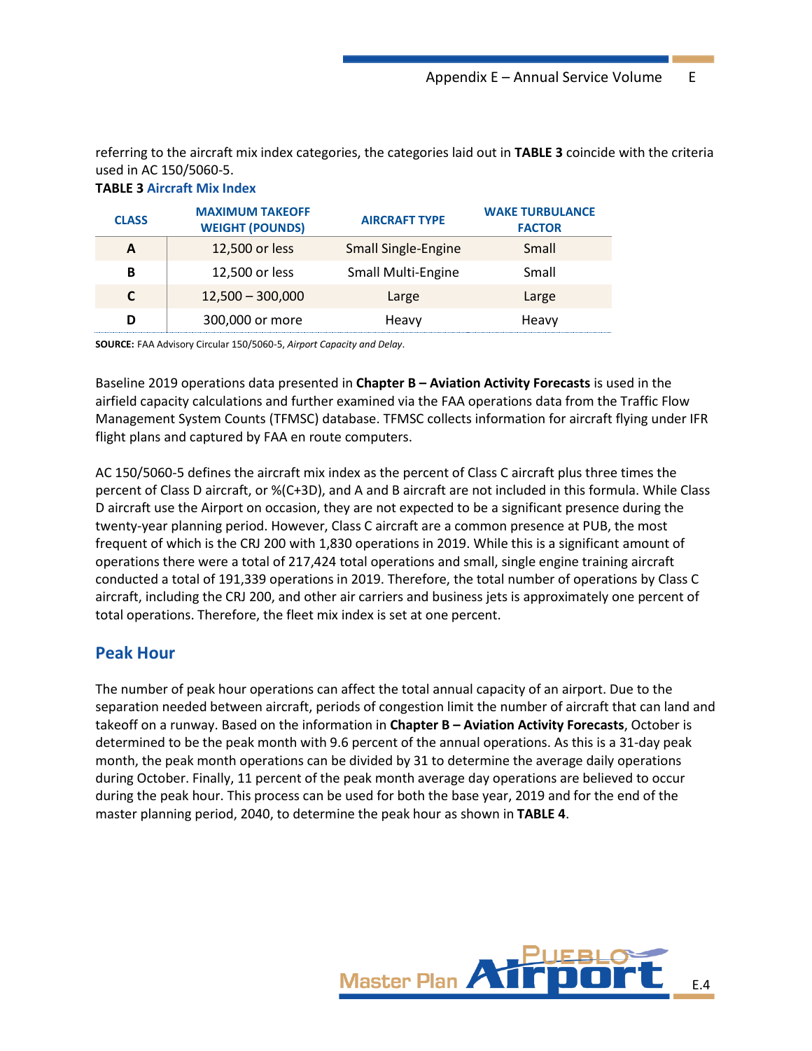referring to the aircraft mix index categories, the categories laid out in **TABLE 3** coincide with the criteria used in AC 150/5060-5.

**TABLE 3 Aircraft Mix Index**

| CLASS | MAXIMUM TAKEOFF WEIGHT (POUNDS) | AIRCRAFT TYPE | WAKE TURBULANCE FACTOR |
|---|---|---|---|
| **A** | 12,500 or less | Small Single-Engine | Small |
| **B** | 12,500 or less | Small Multi-Engine | Small |
| **C** | 12,500 – 300,000 | Large | Large |
| **D** | 300,000 or more | Heavy | Heavy |

**SOURCE:** FAA Advisory Circular 150/5060-5, *Airport Capacity and Delay*.

Baseline 2019 operations data presented in **Chapter B – Aviation Activity Forecasts** is used in the airfield capacity calculations and further examined via the FAA operations data from the Traffic Flow Management System Counts (TFMSC) database. TFMSC collects information for aircraft flying under IFR flight plans and captured by FAA en route computers.

AC 150/5060-5 defines the aircraft mix index as the percent of Class C aircraft plus three times the percent of Class D aircraft, or %(C+3D), and A and B aircraft are not included in this formula. While Class D aircraft use the Airport on occasion, they are not expected to be a significant presence during the twenty-year planning period. However, Class C aircraft are a common presence at PUB, the most frequent of which is the CRJ 200 with 1,830 operations in 2019. While this is a significant amount of operations there were a total of 217,424 total operations and small, single engine training aircraft conducted a total of 191,339 operations in 2019. Therefore, the total number of operations by Class C aircraft, including the CRJ 200, and other air carriers and business jets is approximately one percent of total operations. Therefore, the fleet mix index is set at one percent.

## Peak Hour

The number of peak hour operations can affect the total annual capacity of an airport. Due to the separation needed between aircraft, periods of congestion limit the number of aircraft that can land and takeoff on a runway. Based on the information in **Chapter B – Aviation Activity Forecasts**, October is determined to be the peak month with 9.6 percent of the annual operations. As this is a 31-day peak month, the peak month operations can be divided by 31 to determine the average daily operations during October. Finally, 11 percent of the peak month average day operations are believed to occur during the peak hour. This process can be used for both the base year, 2019 and for the end of the master planning period, 2040, to determine the peak hour as shown in **TABLE 4**.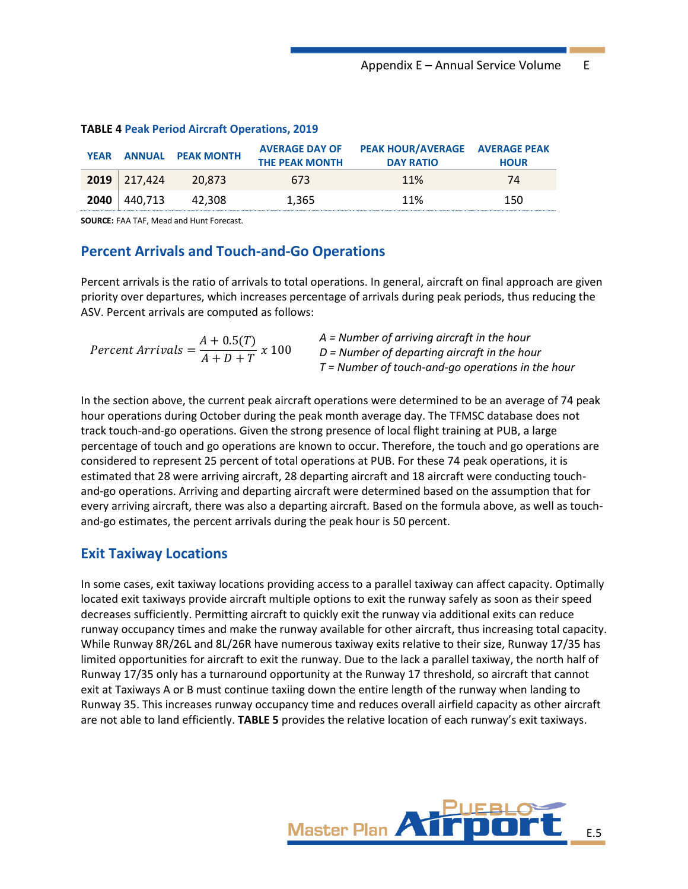**TABLE 4** Peak Period Aircraft Operations, 2019

| YEAR | ANNUAL | PEAK MONTH | AVERAGE DAY OF THE PEAK MONTH | PEAK HOUR/AVERAGE DAY RATIO | AVERAGE PEAK HOUR |
|---|---|---|---|---|---|
| **2019** | 217,424 | 20,873 | 673 | 11% | 74 |
| **2040** | 440,713 | 42,308 | 1,365 | 11% | 150 |

**SOURCE:** FAA TAF, Mead and Hunt Forecast.

## Percent Arrivals and Touch-and-Go Operations

Percent arrivals is the ratio of arrivals to total operations. In general, aircraft on final approach are given priority over departures, which increases percentage of arrivals during peak periods, thus reducing the ASV. Percent arrivals are computed as follows:

$$Percent\ Arrivals = \frac{A + 0.5(T)}{A + D + T}\ x\ 100$$

*A = Number of arriving aircraft in the hour*
*D = Number of departing aircraft in the hour*
*T = Number of touch-and-go operations in the hour*

In the section above, the current peak aircraft operations were determined to be an average of 74 peak hour operations during October during the peak month average day. The TFMSC database does not track touch-and-go operations. Given the strong presence of local flight training at PUB, a large percentage of touch and go operations are known to occur. Therefore, the touch and go operations are considered to represent 25 percent of total operations at PUB. For these 74 peak operations, it is estimated that 28 were arriving aircraft, 28 departing aircraft and 18 aircraft were conducting touch-and-go operations. Arriving and departing aircraft were determined based on the assumption that for every arriving aircraft, there was also a departing aircraft. Based on the formula above, as well as touch-and-go estimates, the percent arrivals during the peak hour is 50 percent.

## Exit Taxiway Locations

In some cases, exit taxiway locations providing access to a parallel taxiway can affect capacity. Optimally located exit taxiways provide aircraft multiple options to exit the runway safely as soon as their speed decreases sufficiently. Permitting aircraft to quickly exit the runway via additional exits can reduce runway occupancy times and make the runway available for other aircraft, thus increasing total capacity. While Runway 8R/26L and 8L/26R have numerous taxiway exits relative to their size, Runway 17/35 has limited opportunities for aircraft to exit the runway. Due to the lack a parallel taxiway, the north half of Runway 17/35 only has a turnaround opportunity at the Runway 17 threshold, so aircraft that cannot exit at Taxiways A or B must continue taxiing down the entire length of the runway when landing to Runway 35. This increases runway occupancy time and reduces overall airfield capacity as other aircraft are not able to land efficiently. **TABLE 5** provides the relative location of each runway's exit taxiways.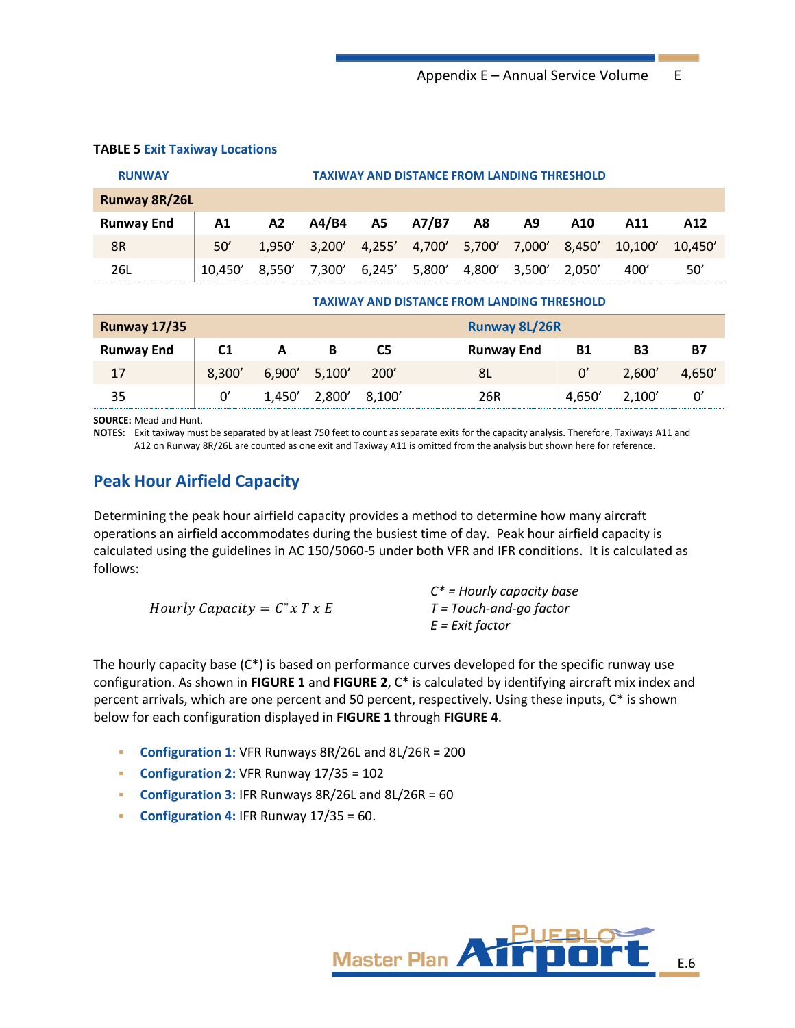**TABLE 5** **Exit Taxiway Locations**

| RUNWAY | TAXIWAY AND DISTANCE FROM LANDING THRESHOLD | | | | | | | | | |
|---|---|---|---|---|---|---|---|---|---|---|
| **Runway 8R/26L** | | | | | | | | | | |
| **Runway End** | **A1** | **A2** | **A4/B4** | **A5** | **A7/B7** | **A8** | **A9** | **A10** | **A11** | **A12** |
| 8R | 50’ | 1,950’ | 3,200’ | 4,255’ | 4,700’ | 5,700’ | 7,000’ | 8,450’ | 10,100’ | 10,450’ |
| 26L | 10,450’ | 8,550’ | 7,300’ | 6,245’ | 5,800’ | 4,800’ | 3,500’ | 2,050’ | 400’ | 50’ |

| | TAXIWAY AND DISTANCE FROM LANDING THRESHOLD | | | | | | | |
|---|---|---|---|---|---|---|---|---|
| **Runway 17/35** | | | | | **Runway 8L/26R** | | | |
| **Runway End** | **C1** | **A** | **B** | **C5** | **Runway End** | **B1** | **B3** | **B7** |
| 17 | 8,300’ | 6,900’ | 5,100’ | 200’ | 8L | 0’ | 2,600’ | 4,650’ |
| 35 | 0’ | 1,450’ | 2,800’ | 8,100’ | 26R | 4,650’ | 2,100’ | 0’ |

**SOURCE:** Mead and Hunt.
**NOTES:** Exit taxiway must be separated by at least 750 feet to count as separate exits for the capacity analysis. Therefore, Taxiways A11 and A12 on Runway 8R/26L are counted as one exit and Taxiway A11 is omitted from the analysis but shown here for reference.

## Peak Hour Airfield Capacity

Determining the peak hour airfield capacity provides a method to determine how many aircraft operations an airfield accommodates during the busiest time of day. Peak hour airfield capacity is calculated using the guidelines in AC 150/5060-5 under both VFR and IFR conditions. It is calculated as follows:

$$Hourly\ Capacity = C^{*}\ x\ T\ x\ E$$

*C\* = Hourly capacity base*
*T = Touch-and-go factor*
*E = Exit factor*

The hourly capacity base (C\*) is based on performance curves developed for the specific runway use configuration. As shown in **FIGURE 1** and **FIGURE 2**, C\* is calculated by identifying aircraft mix index and percent arrivals, which are one percent and 50 percent, respectively. Using these inputs, C\* is shown below for each configuration displayed in **FIGURE 1** through **FIGURE 4**.

- **Configuration 1:** VFR Runways 8R/26L and 8L/26R = 200
- **Configuration 2:** VFR Runway 17/35 = 102
- **Configuration 3:** IFR Runways 8R/26L and 8L/26R = 60
- **Configuration 4:** IFR Runway 17/35 = 60.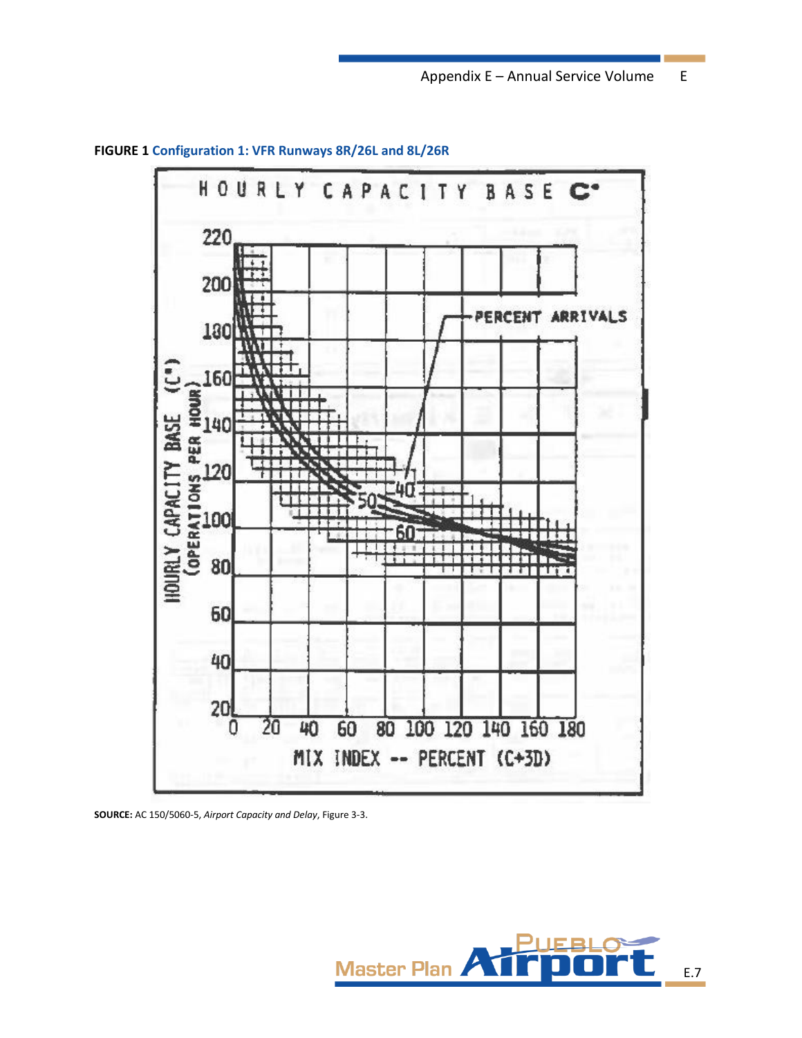**FIGURE 1** Configuration 1: VFR Runways 8R/26L and 8L/26R

HOURLY CAPACITY BASE C*

HOURLY CAPACITY BASE (C*) (OPERATIONS PER HOUR)

PERCENT ARRIVALS

40

50

60

MIX INDEX -- PERCENT (C+3D)

**SOURCE:** AC 150/5060-5, *Airport Capacity and Delay*, Figure 3-3.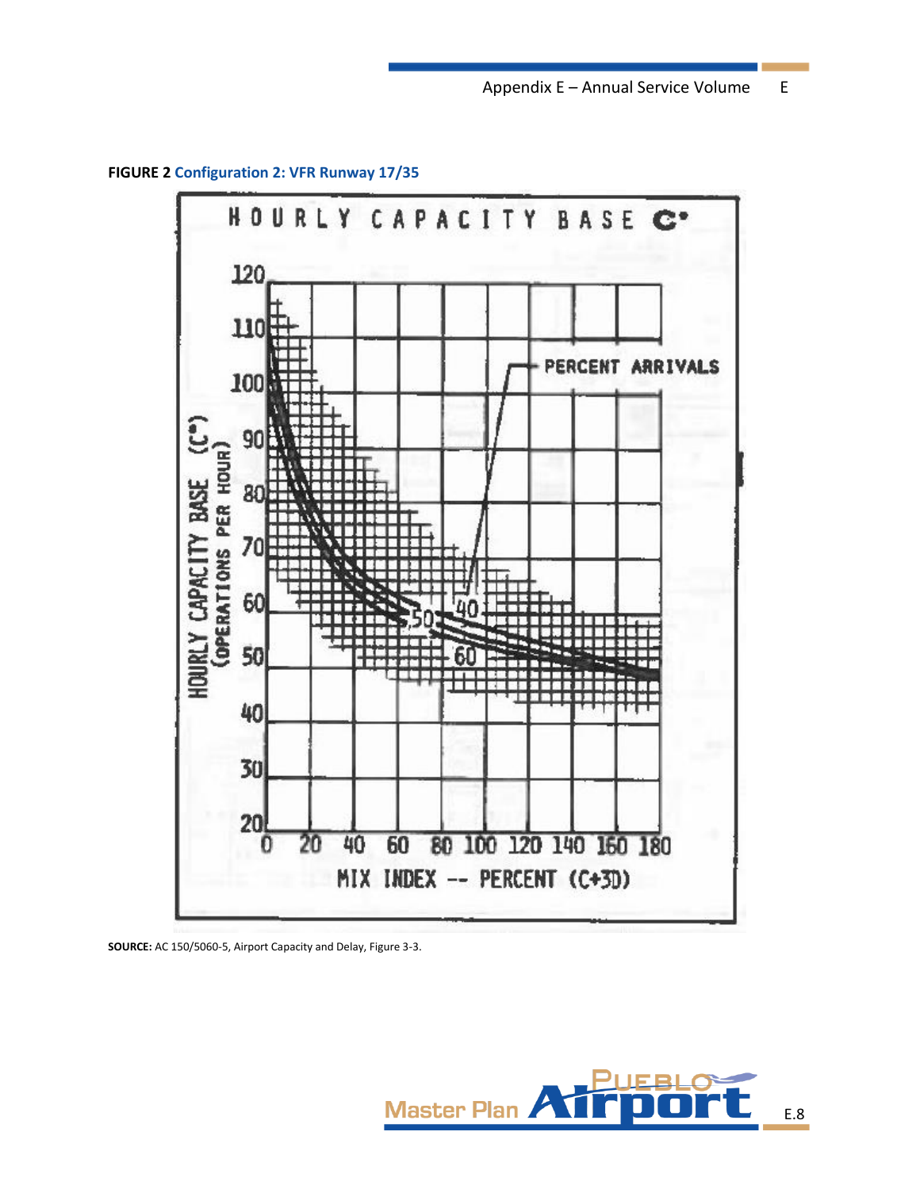**FIGURE 2** Configuration 2: VFR Runway 17/35

HOURLY CAPACITY BASE C*

HOURLY CAPACITY BASE (C*) (OPERATIONS PER HOUR)

PERCENT ARRIVALS

40

50

60

MIX INDEX -- PERCENT (C+3D)

**SOURCE:** AC 150/5060-5, Airport Capacity and Delay, Figure 3-3.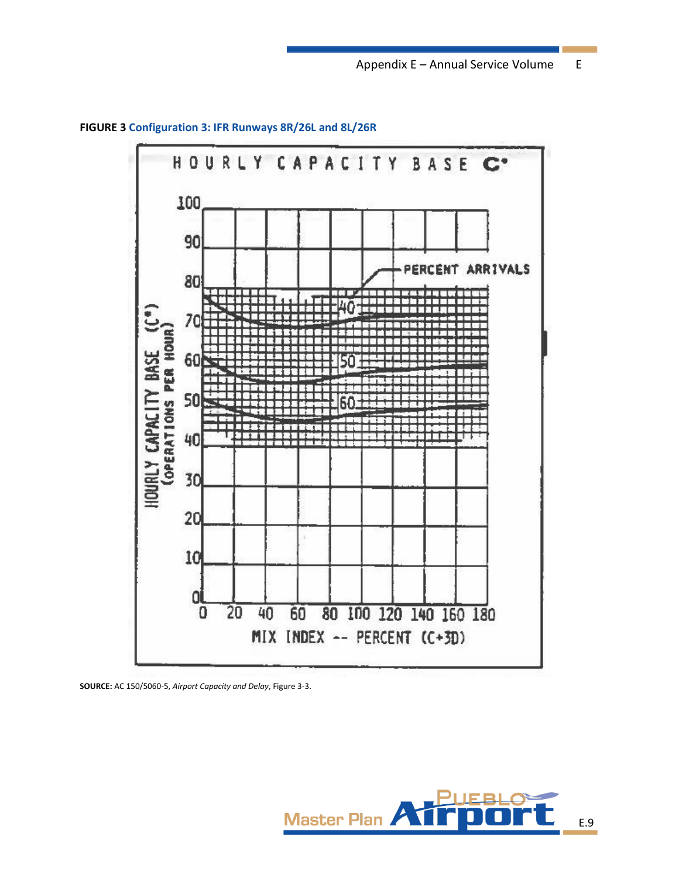**FIGURE 3 Configuration 3: IFR Runways 8R/26L and 8L/26R**

HOURLY CAPACITY BASE C*

HOURLY CAPACITY BASE (C*) (OPERATIONS PER HOUR)

PERCENT ARRIVALS

40

50

60

MIX INDEX -- PERCENT (C+3D)

**SOURCE:** AC 150/5060-5, *Airport Capacity and Delay*, Figure 3-3.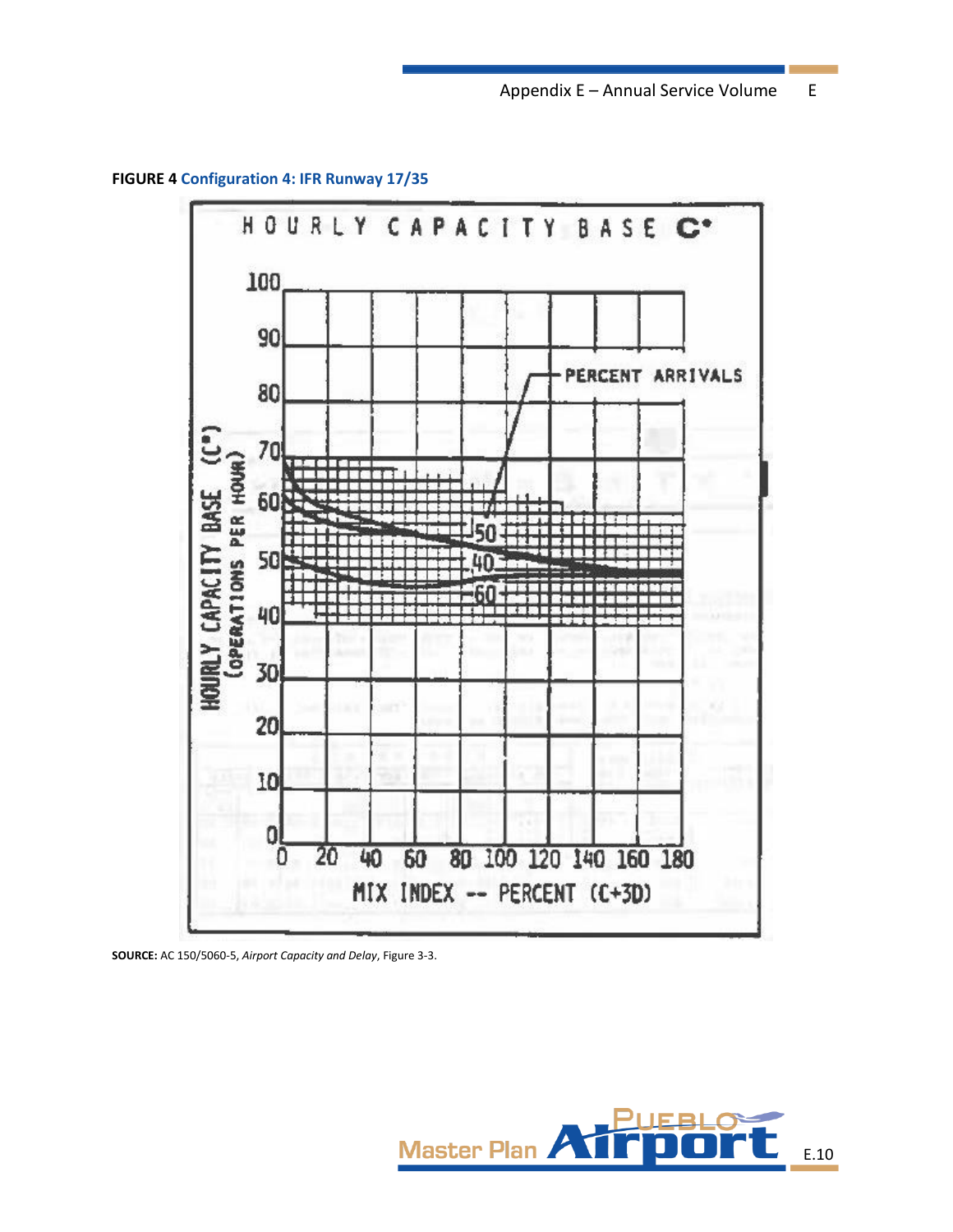**FIGURE 4** Configuration 4: IFR Runway 17/35

HOURLY CAPACITY BASE C*

HOURLY CAPACITY BASE (C*) (OPERATIONS PER HOUR)

PERCENT ARRIVALS

50

40

60

MIX INDEX -- PERCENT (C+3D)

**SOURCE:** AC 150/5060-5, *Airport Capacity and Delay*, Figure 3-3.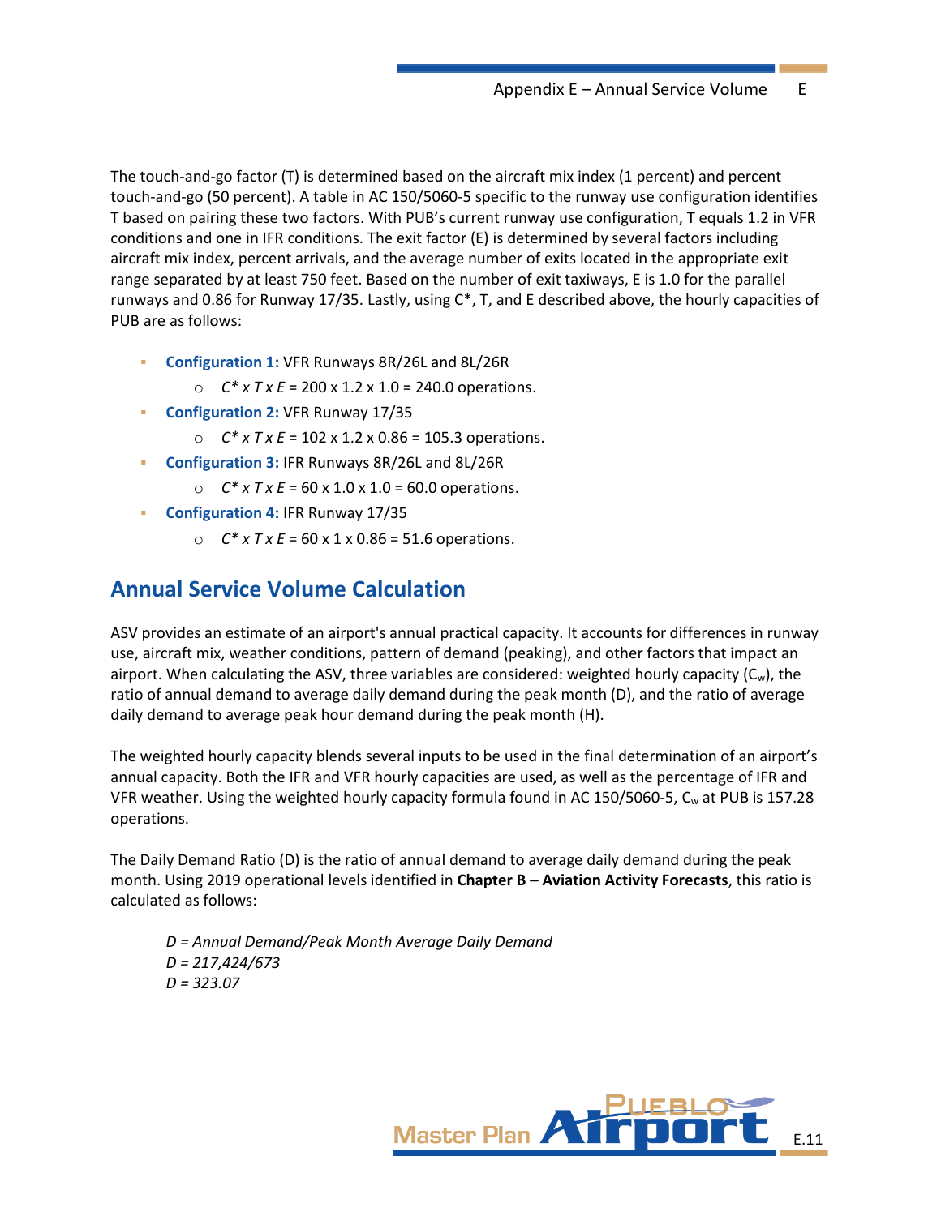The touch-and-go factor (T) is determined based on the aircraft mix index (1 percent) and percent touch-and-go (50 percent). A table in AC 150/5060-5 specific to the runway use configuration identifies T based on pairing these two factors. With PUB's current runway use configuration, T equals 1.2 in VFR conditions and one in IFR conditions. The exit factor (E) is determined by several factors including aircraft mix index, percent arrivals, and the average number of exits located in the appropriate exit range separated by at least 750 feet. Based on the number of exit taxiways, E is 1.0 for the parallel runways and 0.86 for Runway 17/35. Lastly, using C*, T, and E described above, the hourly capacities of PUB are as follows:

- **Configuration 1:** VFR Runways 8R/26L and 8L/26R
  - *C\* x T x E* = 200 x 1.2 x 1.0 = 240.0 operations.
- **Configuration 2:** VFR Runway 17/35
  - *C\* x T x E* = 102 x 1.2 x 0.86 = 105.3 operations.
- **Configuration 3:** IFR Runways 8R/26L and 8L/26R
  - *C\* x T x E* = 60 x 1.0 x 1.0 = 60.0 operations.
- **Configuration 4:** IFR Runway 17/35
  - *C\* x T x E* = 60 x 1 x 0.86 = 51.6 operations.

## Annual Service Volume Calculation

ASV provides an estimate of an airport's annual practical capacity. It accounts for differences in runway use, aircraft mix, weather conditions, pattern of demand (peaking), and other factors that impact an airport. When calculating the ASV, three variables are considered: weighted hourly capacity ($C_w$), the ratio of annual demand to average daily demand during the peak month (D), and the ratio of average daily demand to average peak hour demand during the peak month (H).

The weighted hourly capacity blends several inputs to be used in the final determination of an airport's annual capacity. Both the IFR and VFR hourly capacities are used, as well as the percentage of IFR and VFR weather. Using the weighted hourly capacity formula found in AC 150/5060-5, $C_w$ at PUB is 157.28 operations.

The Daily Demand Ratio (D) is the ratio of annual demand to average daily demand during the peak month. Using 2019 operational levels identified in **Chapter B – Aviation Activity Forecasts**, this ratio is calculated as follows:

*D = Annual Demand/Peak Month Average Daily Demand*
*D = 217,424/673*
*D = 323.07*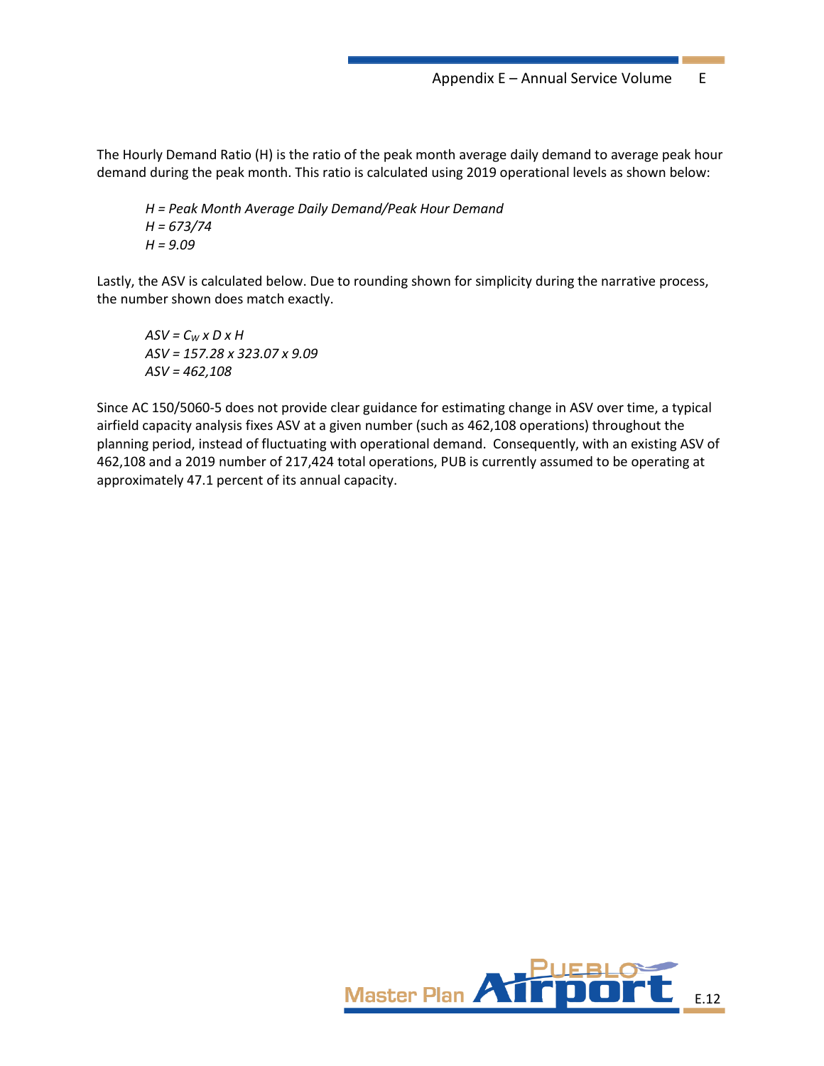The Hourly Demand Ratio (H) is the ratio of the peak month average daily demand to average peak hour demand during the peak month. This ratio is calculated using 2019 operational levels as shown below:

*H = Peak Month Average Daily Demand/Peak Hour Demand*
*H = 673/74*
*H = 9.09*

Lastly, the ASV is calculated below. Due to rounding shown for simplicity during the narrative process, the number shown does match exactly.

$ASV = C_W \times D \times H$
$ASV = 157.28 \times 323.07 \times 9.09$
$ASV = 462{,}108$

Since AC 150/5060-5 does not provide clear guidance for estimating change in ASV over time, a typical airfield capacity analysis fixes ASV at a given number (such as 462,108 operations) throughout the planning period, instead of fluctuating with operational demand. Consequently, with an existing ASV of 462,108 and a 2019 number of 217,424 total operations, PUB is currently assumed to be operating at approximately 47.1 percent of its annual capacity.